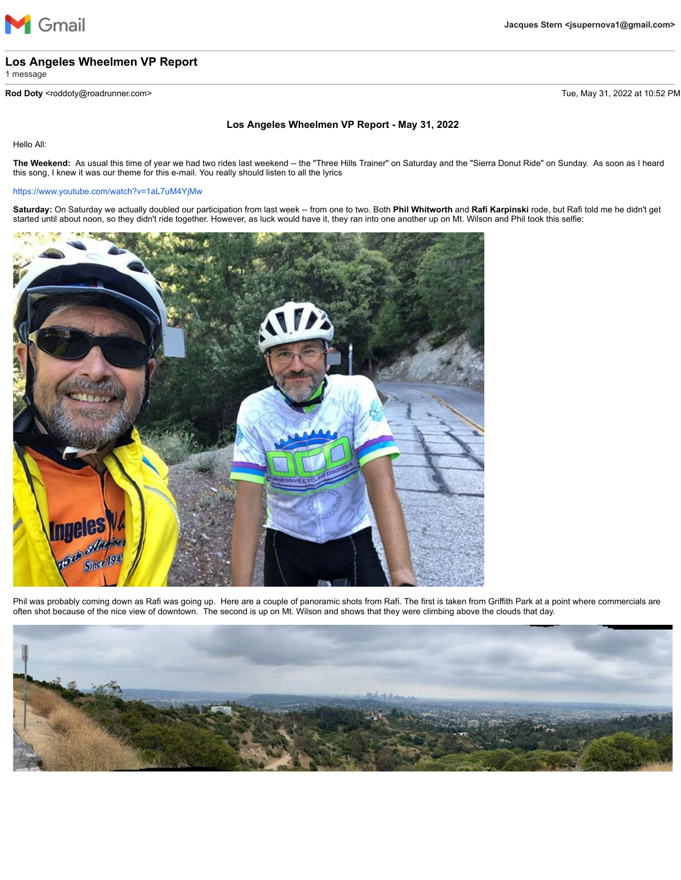Gmail

**Jacques Stern <jsupernova1@gmail.com>**

---

## Los Angeles Wheelmen VP Report

1 message

---

**Rod Doty** <roddoty@roadrunner.com> — Tue, May 31, 2022 at 10:52 PM

### Los Angeles Wheelmen VP Report - May 31, 2022

Hello All:

**The Weekend:** As usual this time of year we had two rides last weekend -- the "Three Hills Trainer" on Saturday and the "Sierra Donut Ride" on Sunday. As soon as I heard this song, I knew it was our theme for this e-mail. You really should listen to all the lyrics

https://www.youtube.com/watch?v=1aL7uM4YjMw

**Saturday:** On Saturday we actually doubled our participation from last week -- from one to two. Both **Phil Whitworth** and **Rafi Karpinski** rode, but Rafi told me he didn't get started until about noon, so they didn't ride together. However, as luck would have it, they ran into one another up on Mt. Wilson and Phil took this selfie:

Phil was probably coming down as Rafi was going up. Here are a couple of panoramic shots from Rafi. The first is taken from Griffith Park at a point where commercials are often shot because of the nice view of downtown. The second is up on Mt. Wilson and shows that they were climbing above the clouds that day.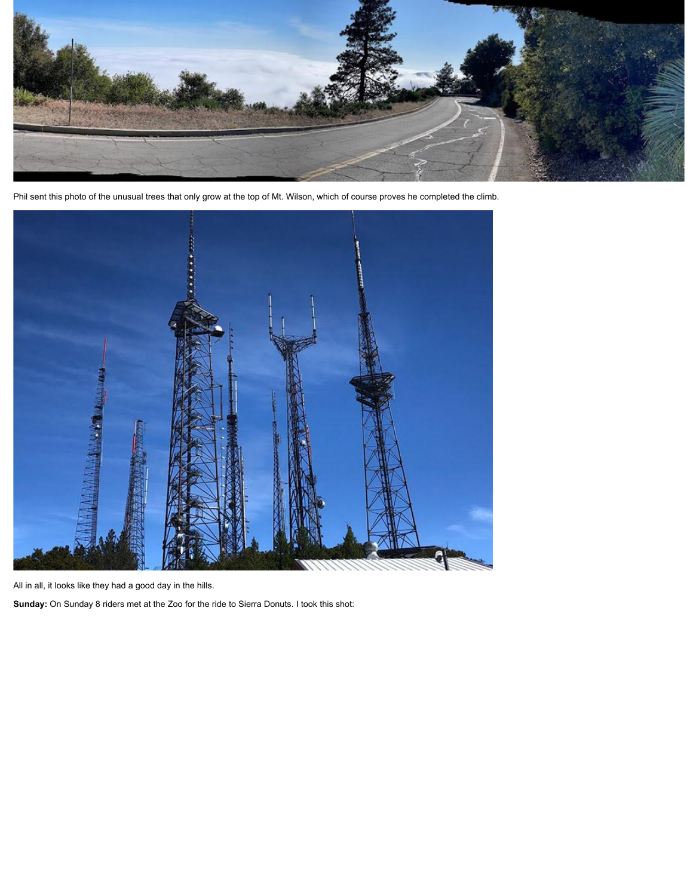Phil sent this photo of the unusual trees that only grow at the top of Mt. Wilson, which of course proves he completed the climb.

All in all, it looks like they had a good day in the hills.

**Sunday:** On Sunday 8 riders met at the Zoo for the ride to Sierra Donuts. I took this shot: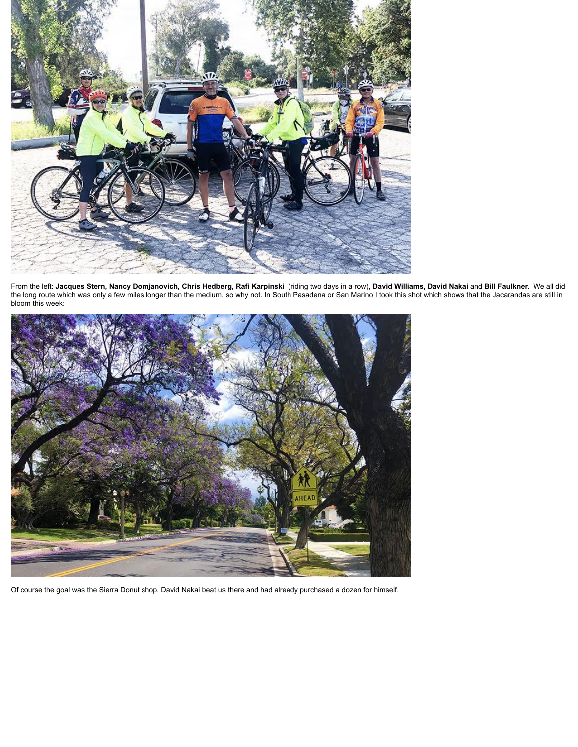From the left: **Jacques Stern, Nancy Domjanovich, Chris Hedberg, Rafi Karpinski** (riding two days in a row), **David Williams, David Nakai** and **Bill Faulkner.** We all did the long route which was only a few miles longer than the medium, so why not. In South Pasadena or San Marino I took this shot which shows that the Jacarandas are still in bloom this week:

Of course the goal was the Sierra Donut shop. David Nakai beat us there and had already purchased a dozen for himself.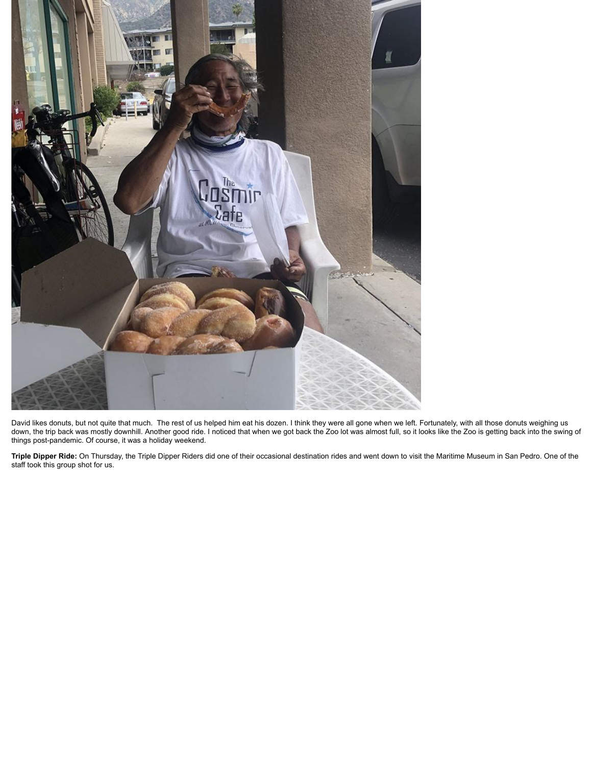David likes donuts, but not quite that much. The rest of us helped him eat his dozen. I think they were all gone when we left. Fortunately, with all those donuts weighing us down, the trip back was mostly downhill. Another good ride. I noticed that when we got back the Zoo lot was almost full, so it looks like the Zoo is getting back into the swing of things post-pandemic. Of course, it was a holiday weekend.

**Triple Dipper Ride:** On Thursday, the Triple Dipper Riders did one of their occasional destination rides and went down to visit the Maritime Museum in San Pedro. One of the staff took this group shot for us.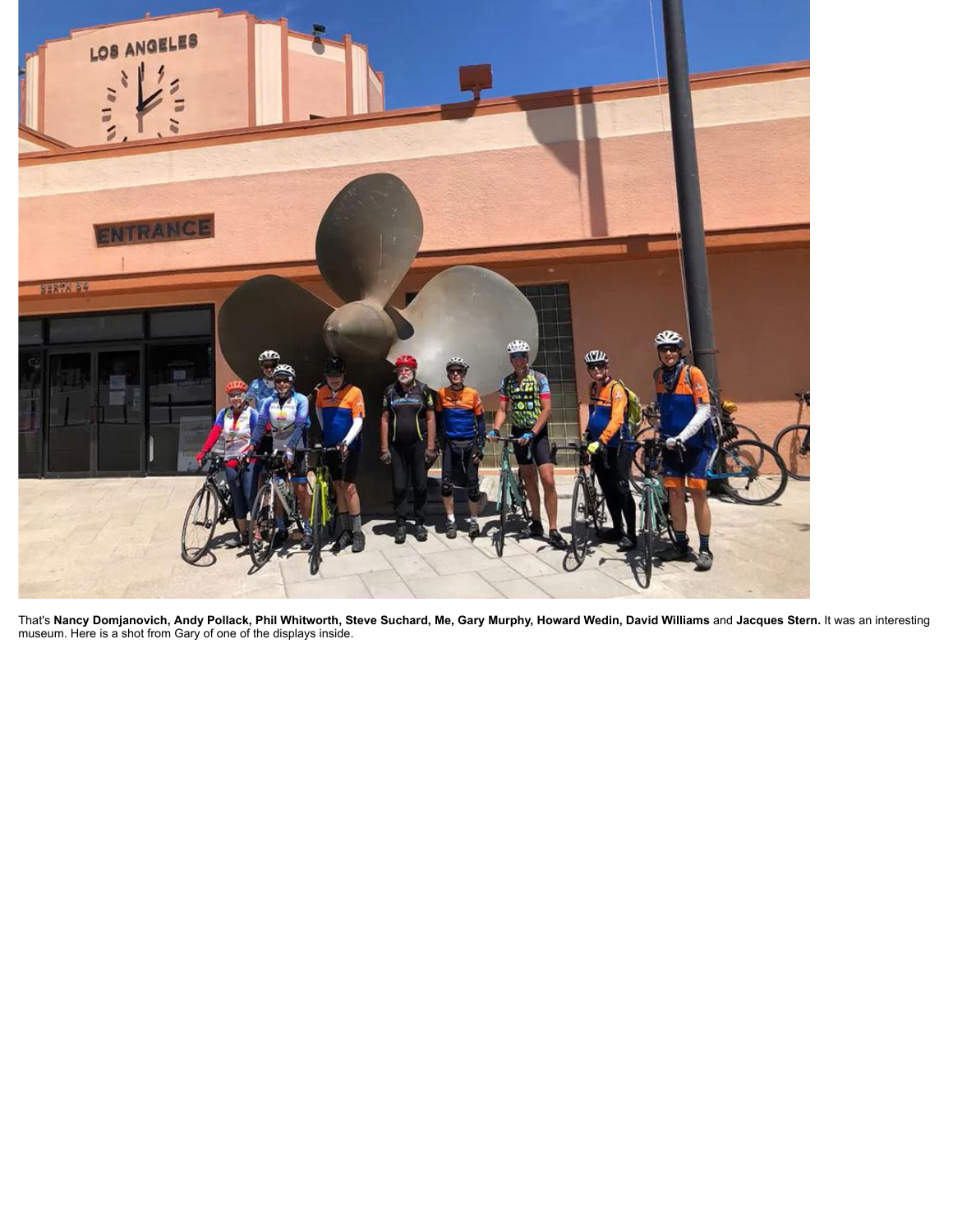That's **Nancy Domjanovich, Andy Pollack, Phil Whitworth, Steve Suchard, Me, Gary Murphy, Howard Wedin, David Williams** and **Jacques Stern.** It was an interesting museum. Here is a shot from Gary of one of the displays inside.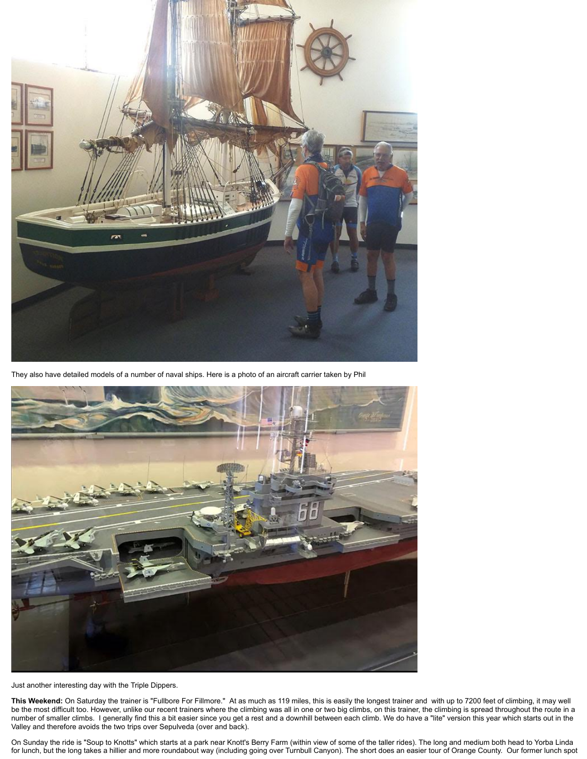They also have detailed models of a number of naval ships. Here is a photo of an aircraft carrier taken by Phil

Just another interesting day with the Triple Dippers.

**This Weekend:** On Saturday the trainer is "Fullbore For Fillmore." At as much as 119 miles, this is easily the longest trainer and with up to 7200 feet of climbing, it may well be the most difficult too. However, unlike our recent trainers where the climbing was all in one or two big climbs, on this trainer, the climbing is spread throughout the route in a number of smaller climbs. I generally find this a bit easier since you get a rest and a downhill between each climb. We do have a "lite" version this year which starts out in the Valley and therefore avoids the two trips over Sepulveda (over and back).

On Sunday the ride is "Soup to Knotts" which starts at a park near Knott's Berry Farm (within view of some of the taller rides). The long and medium both head to Yorba Linda for lunch, but the long takes a hillier and more roundabout way (including going over Turnbull Canyon). The short does an easier tour of Orange County. Our former lunch spot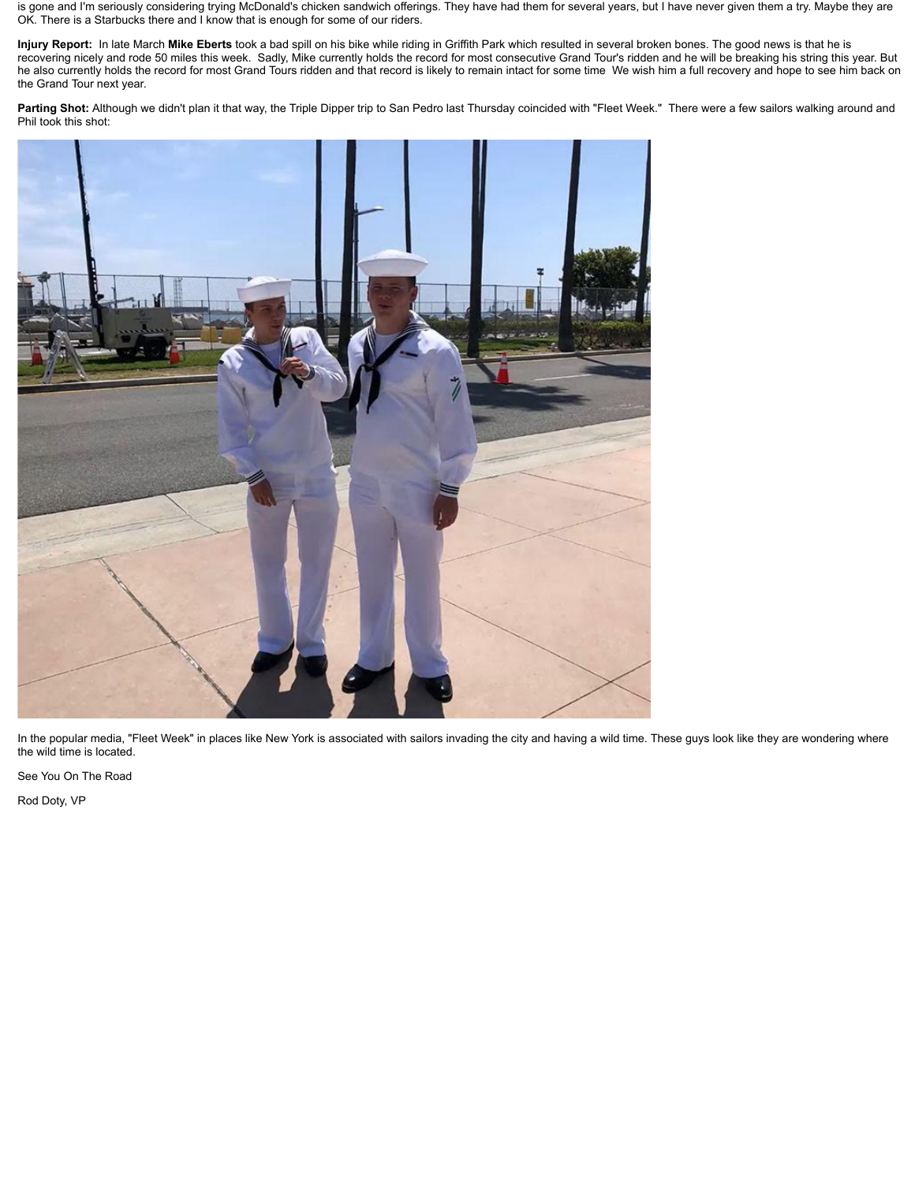is gone and I'm seriously considering trying McDonald's chicken sandwich offerings. They have had them for several years, but I have never given them a try. Maybe they are OK. There is a Starbucks there and I know that is enough for some of our riders.

**Injury Report:** In late March **Mike Eberts** took a bad spill on his bike while riding in Griffith Park which resulted in several broken bones. The good news is that he is recovering nicely and rode 50 miles this week. Sadly, Mike currently holds the record for most consecutive Grand Tour's ridden and he will be breaking his string this year. But he also currently holds the record for most Grand Tours ridden and that record is likely to remain intact for some time We wish him a full recovery and hope to see him back on the Grand Tour next year.

**Parting Shot:** Although we didn't plan it that way, the Triple Dipper trip to San Pedro last Thursday coincided with "Fleet Week." There were a few sailors walking around and Phil took this shot:

In the popular media, "Fleet Week" in places like New York is associated with sailors invading the city and having a wild time. These guys look like they are wondering where the wild time is located.

See You On The Road

Rod Doty, VP